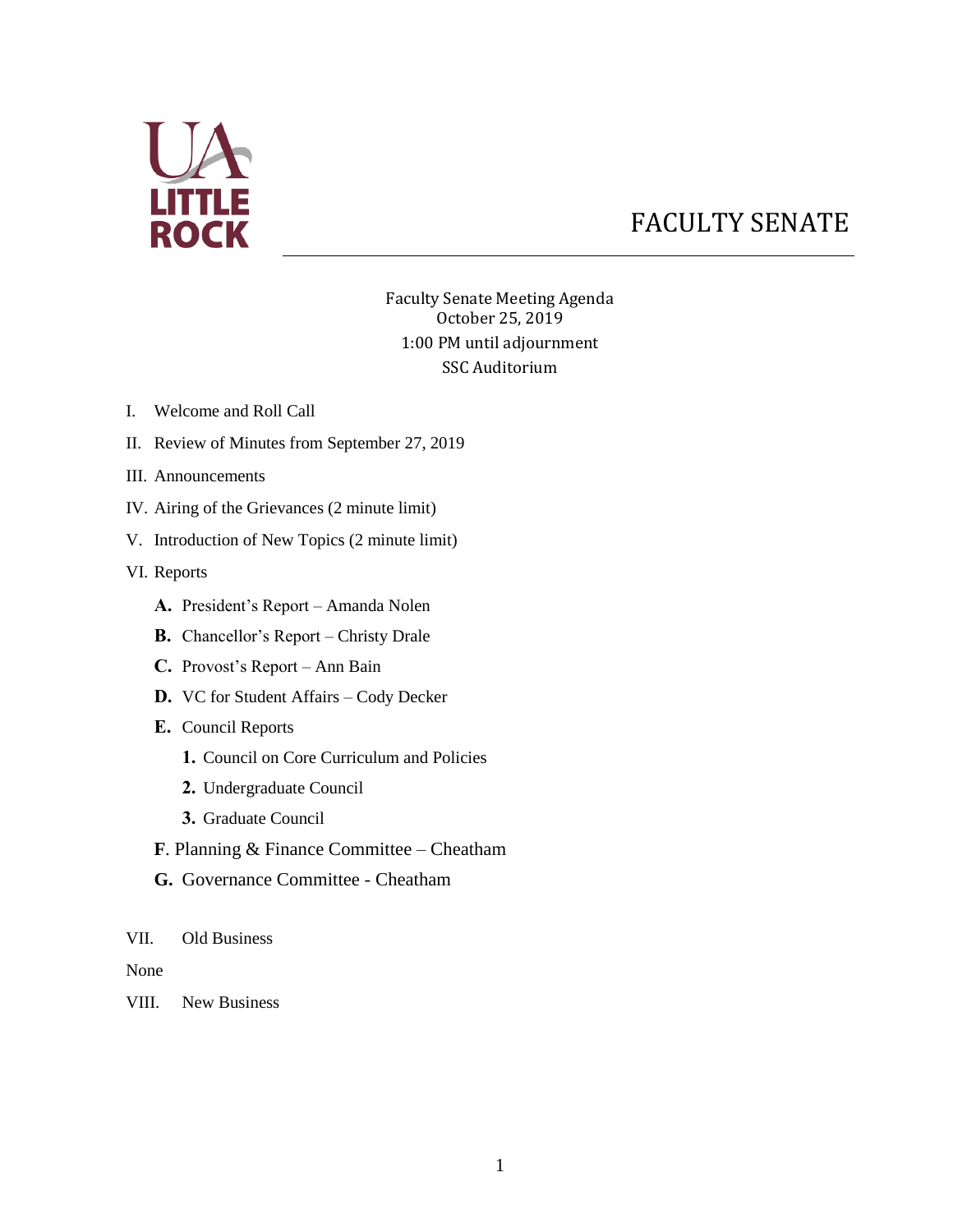UA LITTLE ROCK

# FACULTY SENATE

Faculty Senate Meeting Agenda
October 25, 2019
1:00 PM until adjournment
SSC Auditorium

I. Welcome and Roll Call

II. Review of Minutes from September 27, 2019

III. Announcements

IV. Airing of the Grievances (2 minute limit)

V. Introduction of New Topics (2 minute limit)

VI. Reports

- **A.** President's Report – Amanda Nolen
- **B.** Chancellor's Report – Christy Drale
- **C.** Provost's Report – Ann Bain
- **D.** VC for Student Affairs – Cody Decker
- **E.** Council Reports
  - **1.** Council on Core Curriculum and Policies
  - **2.** Undergraduate Council
  - **3.** Graduate Council
- **F**. Planning & Finance Committee – Cheatham
- **G.** Governance Committee - Cheatham

VII. Old Business

None

VIII. New Business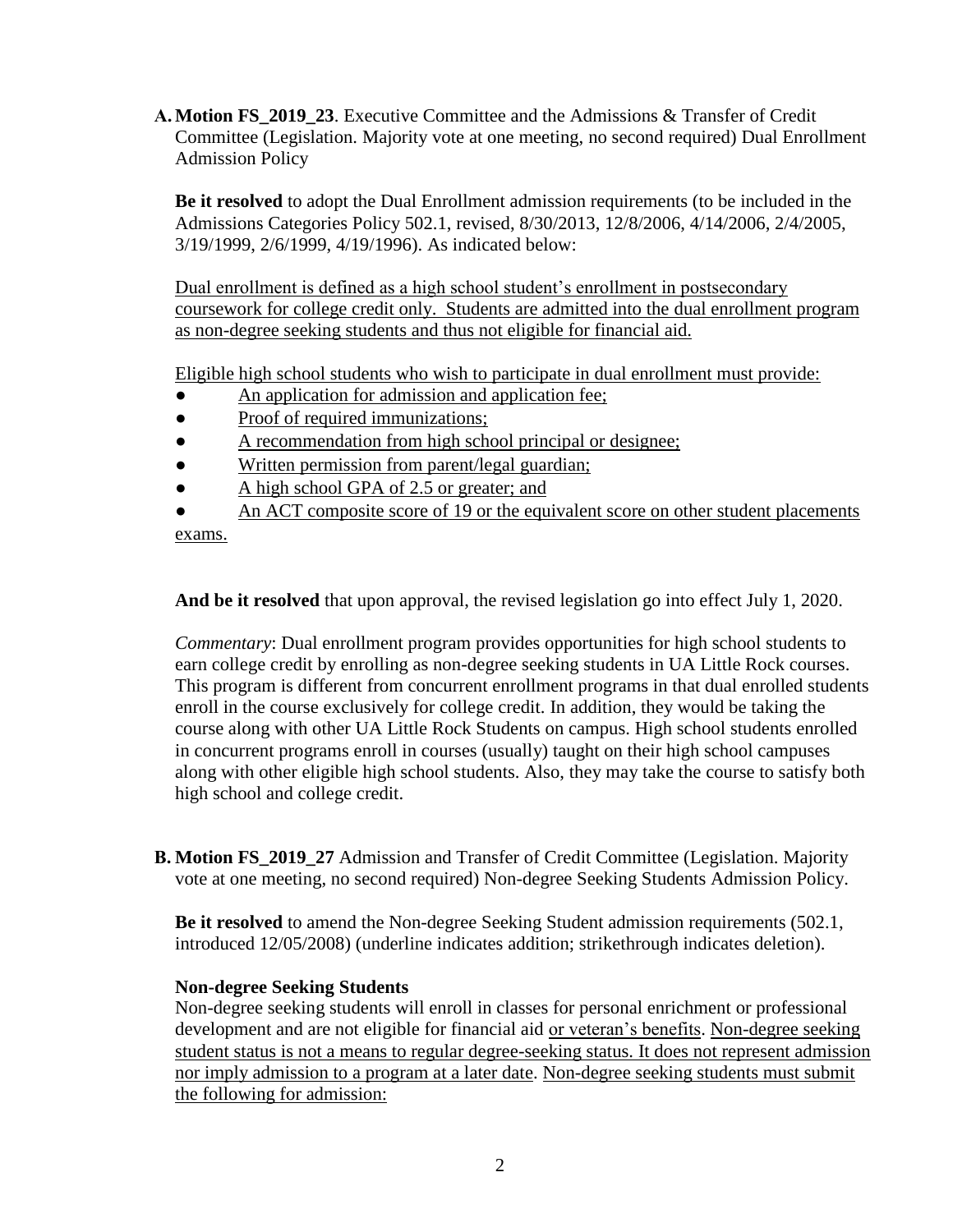**A. Motion FS_2019_23**. Executive Committee and the Admissions & Transfer of Credit Committee (Legislation. Majority vote at one meeting, no second required) Dual Enrollment Admission Policy

**Be it resolved** to adopt the Dual Enrollment admission requirements (to be included in the Admissions Categories Policy 502.1, revised, 8/30/2013, 12/8/2006, 4/14/2006, 2/4/2005, 3/19/1999, 2/6/1999, 4/19/1996). As indicated below:

<u>Dual enrollment is defined as a high school student's enrollment in postsecondary coursework for college credit only. Students are admitted into the dual enrollment program as non-degree seeking students and thus not eligible for financial aid.</u>

<u>Eligible high school students who wish to participate in dual enrollment must provide:</u>

- <u>An application for admission and application fee;</u>
- <u>Proof of required immunizations;</u>
- <u>A recommendation from high school principal or designee;</u>
- <u>Written permission from parent/legal guardian;</u>
- <u>A high school GPA of 2.5 or greater; and</u>
- <u>An ACT composite score of 19 or the equivalent score on other student placements exams.</u>

**And be it resolved** that upon approval, the revised legislation go into effect July 1, 2020.

*Commentary*: Dual enrollment program provides opportunities for high school students to earn college credit by enrolling as non-degree seeking students in UA Little Rock courses. This program is different from concurrent enrollment programs in that dual enrolled students enroll in the course exclusively for college credit. In addition, they would be taking the course along with other UA Little Rock Students on campus. High school students enrolled in concurrent programs enroll in courses (usually) taught on their high school campuses along with other eligible high school students. Also, they may take the course to satisfy both high school and college credit.

**B. Motion FS_2019_27** Admission and Transfer of Credit Committee (Legislation. Majority vote at one meeting, no second required) Non-degree Seeking Students Admission Policy.

**Be it resolved** to amend the Non-degree Seeking Student admission requirements (502.1, introduced 12/05/2008) (underline indicates addition; strikethrough indicates deletion).

**Non-degree Seeking Students**

Non-degree seeking students will enroll in classes for personal enrichment or professional development and are not eligible for financial aid <u>or veteran's benefits</u>. <u>Non-degree seeking student status is not a means to regular degree-seeking status. It does not represent admission nor imply admission to a program at a later date</u>. <u>Non-degree seeking students must submit the following for admission:</u>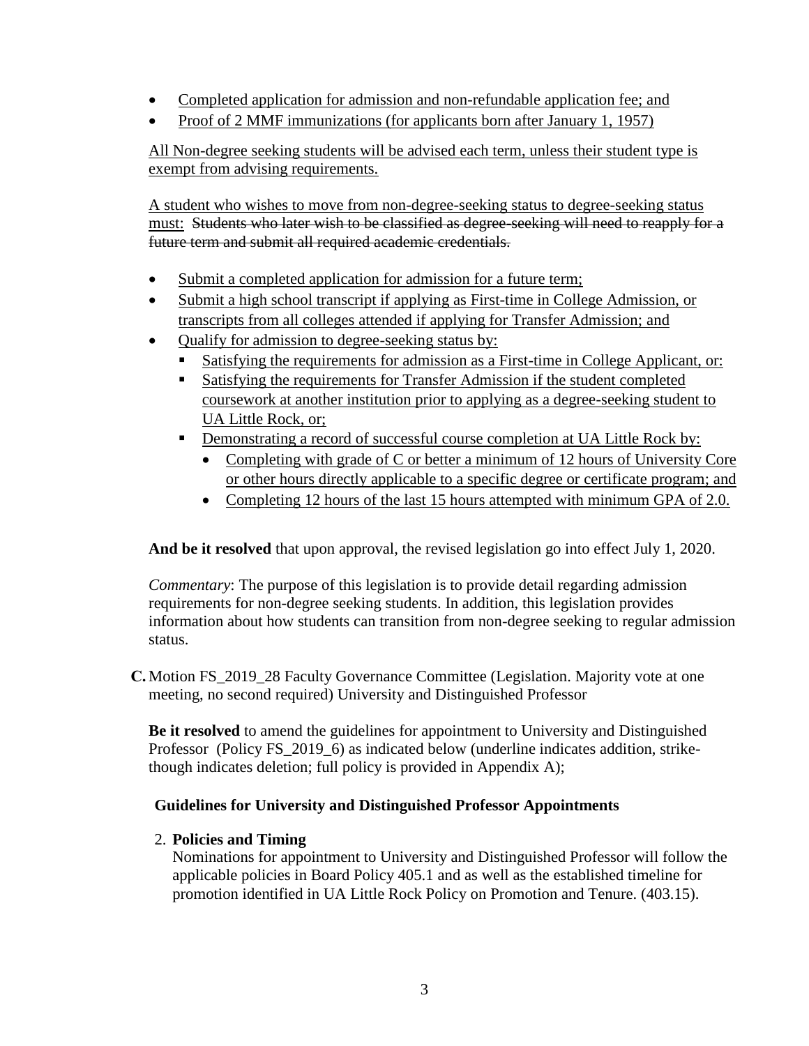- <u>Completed application for admission and non-refundable application fee; and</u>
- <u>Proof of 2 MMF immunizations (for applicants born after January 1, 1957)</u>

<u>All Non-degree seeking students will be advised each term, unless their student type is exempt from advising requirements.</u>

<u>A student who wishes to move from non-degree-seeking status to degree-seeking status must:</u> ~~Students who later wish to be classified as degree-seeking will need to reapply for a future term and submit all required academic credentials.~~

- <u>Submit a completed application for admission for a future term;</u>
- <u>Submit a high school transcript if applying as First-time in College Admission, or transcripts from all colleges attended if applying for Transfer Admission; and</u>
- <u>Qualify for admission to degree-seeking status by:</u>
  - <u>Satisfying the requirements for admission as a First-time in College Applicant, or:</u>
  - <u>Satisfying the requirements for Transfer Admission if the student completed coursework at another institution prior to applying as a degree-seeking student to UA Little Rock, or;</u>
  - <u>Demonstrating a record of successful course completion at UA Little Rock by:</u>
    - <u>Completing with grade of C or better a minimum of 12 hours of University Core or other hours directly applicable to a specific degree or certificate program; and</u>
    - <u>Completing 12 hours of the last 15 hours attempted with minimum GPA of 2.0.</u>

**And be it resolved** that upon approval, the revised legislation go into effect July 1, 2020.

*Commentary*: The purpose of this legislation is to provide detail regarding admission requirements for non-degree seeking students. In addition, this legislation provides information about how students can transition from non-degree seeking to regular admission status.

**C.** Motion FS_2019_28 Faculty Governance Committee (Legislation. Majority vote at one meeting, no second required) University and Distinguished Professor

**Be it resolved** to amend the guidelines for appointment to University and Distinguished Professor (Policy FS_2019_6) as indicated below (underline indicates addition, strike-though indicates deletion; full policy is provided in Appendix A);

**Guidelines for University and Distinguished Professor Appointments**

2. **Policies and Timing**
   Nominations for appointment to University and Distinguished Professor will follow the applicable policies in Board Policy 405.1 and as well as the established timeline for promotion identified in UA Little Rock Policy on Promotion and Tenure. (403.15).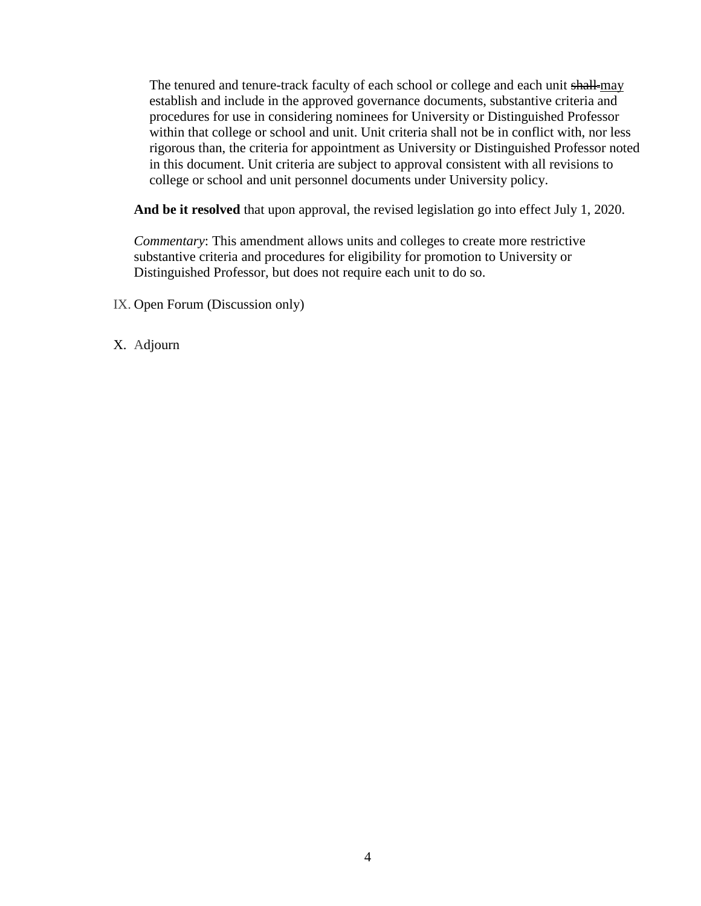The tenured and tenure-track faculty of each school or college and each unit ~~shall~~ <u>may</u> establish and include in the approved governance documents, substantive criteria and procedures for use in considering nominees for University or Distinguished Professor within that college or school and unit. Unit criteria shall not be in conflict with, nor less rigorous than, the criteria for appointment as University or Distinguished Professor noted in this document. Unit criteria are subject to approval consistent with all revisions to college or school and unit personnel documents under University policy.

**And be it resolved** that upon approval, the revised legislation go into effect July 1, 2020.

*Commentary*: This amendment allows units and colleges to create more restrictive substantive criteria and procedures for eligibility for promotion to University or Distinguished Professor, but does not require each unit to do so.

IX. Open Forum (Discussion only)

X. Adjourn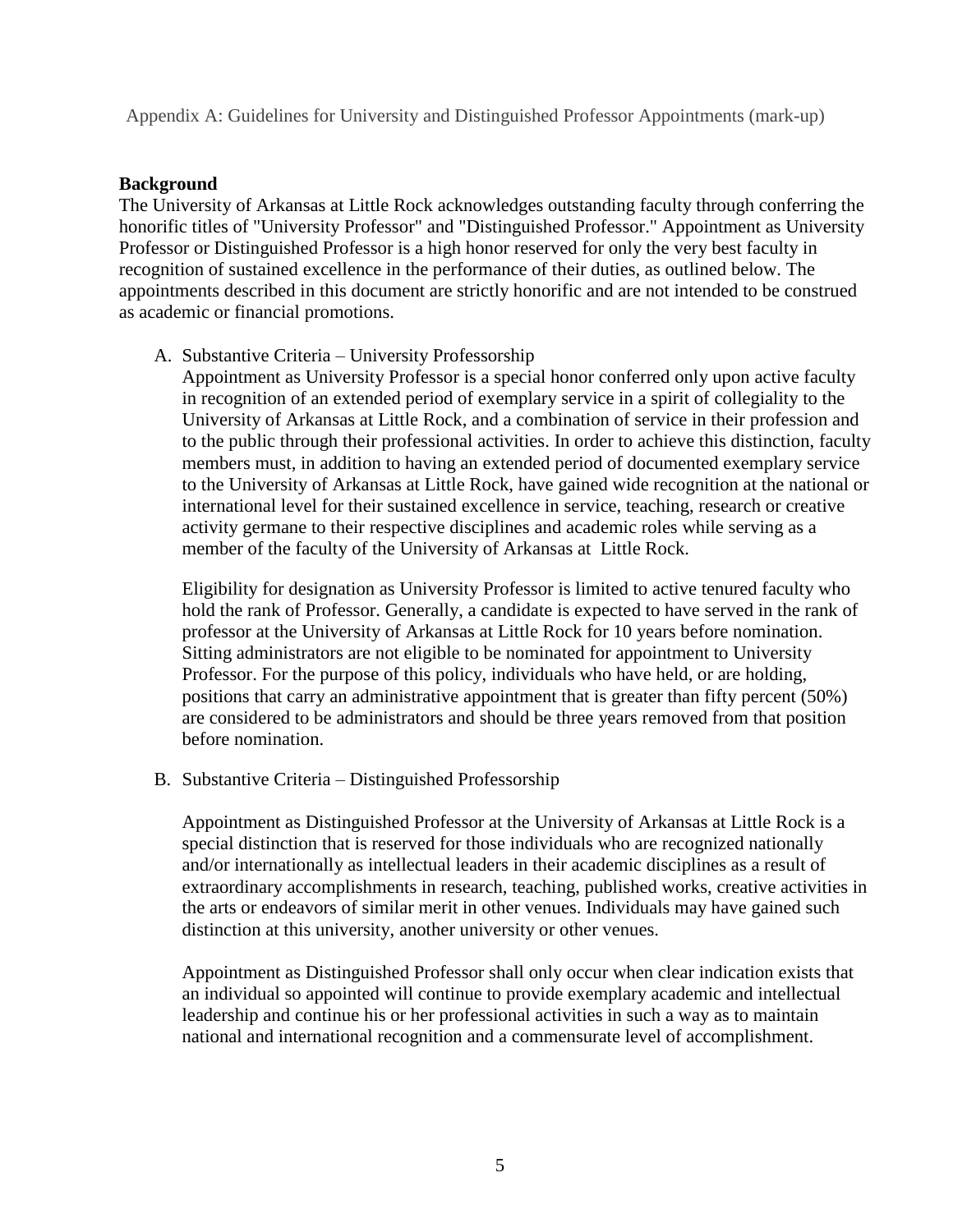Appendix A: Guidelines for University and Distinguished Professor Appointments (mark-up)

## Background

The University of Arkansas at Little Rock acknowledges outstanding faculty through conferring the honorific titles of "University Professor" and "Distinguished Professor." Appointment as University Professor or Distinguished Professor is a high honor reserved for only the very best faculty in recognition of sustained excellence in the performance of their duties, as outlined below. The appointments described in this document are strictly honorific and are not intended to be construed as academic or financial promotions.

A. Substantive Criteria – University Professorship

   Appointment as University Professor is a special honor conferred only upon active faculty in recognition of an extended period of exemplary service in a spirit of collegiality to the University of Arkansas at Little Rock, and a combination of service in their profession and to the public through their professional activities. In order to achieve this distinction, faculty members must, in addition to having an extended period of documented exemplary service to the University of Arkansas at Little Rock, have gained wide recognition at the national or international level for their sustained excellence in service, teaching, research or creative activity germane to their respective disciplines and academic roles while serving as a member of the faculty of the University of Arkansas at Little Rock.

   Eligibility for designation as University Professor is limited to active tenured faculty who hold the rank of Professor. Generally, a candidate is expected to have served in the rank of professor at the University of Arkansas at Little Rock for 10 years before nomination. Sitting administrators are not eligible to be nominated for appointment to University Professor. For the purpose of this policy, individuals who have held, or are holding, positions that carry an administrative appointment that is greater than fifty percent (50%) are considered to be administrators and should be three years removed from that position before nomination.

B. Substantive Criteria – Distinguished Professorship

   Appointment as Distinguished Professor at the University of Arkansas at Little Rock is a special distinction that is reserved for those individuals who are recognized nationally and/or internationally as intellectual leaders in their academic disciplines as a result of extraordinary accomplishments in research, teaching, published works, creative activities in the arts or endeavors of similar merit in other venues. Individuals may have gained such distinction at this university, another university or other venues.

   Appointment as Distinguished Professor shall only occur when clear indication exists that an individual so appointed will continue to provide exemplary academic and intellectual leadership and continue his or her professional activities in such a way as to maintain national and international recognition and a commensurate level of accomplishment.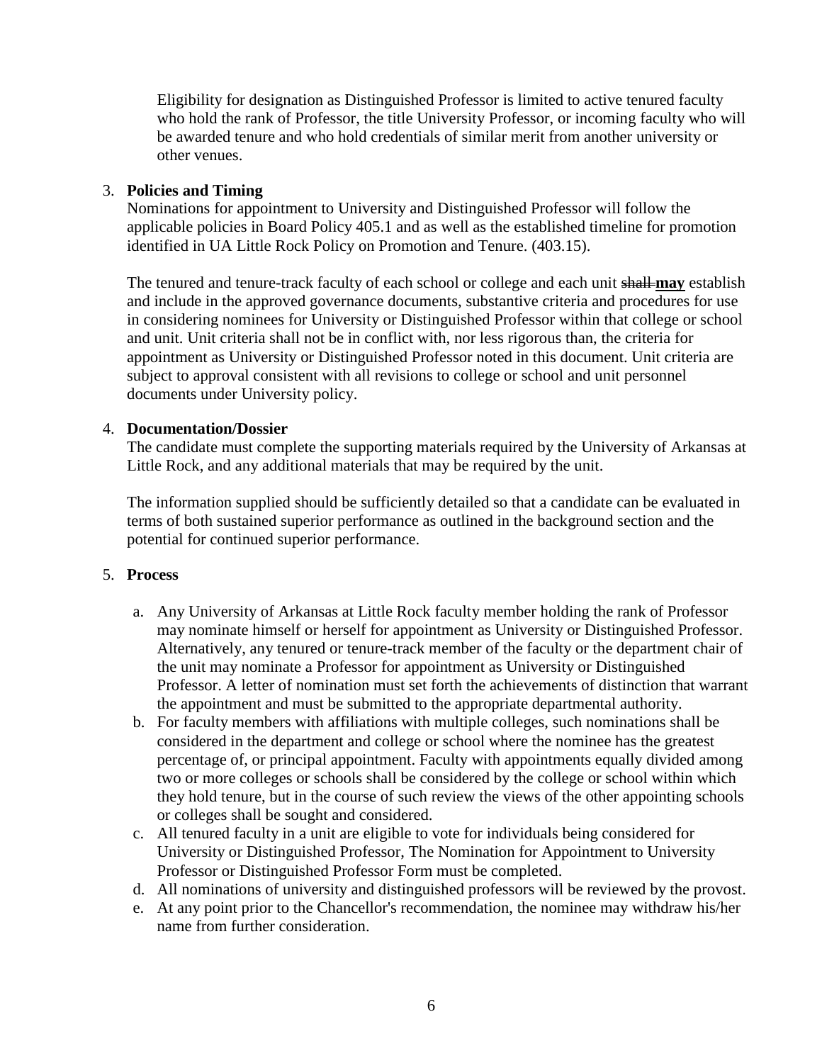Eligibility for designation as Distinguished Professor is limited to active tenured faculty who hold the rank of Professor, the title University Professor, or incoming faculty who will be awarded tenure and who hold credentials of similar merit from another university or other venues.

3. **Policies and Timing**

   Nominations for appointment to University and Distinguished Professor will follow the applicable policies in Board Policy 405.1 and as well as the established timeline for promotion identified in UA Little Rock Policy on Promotion and Tenure. (403.15).

   The tenured and tenure-track faculty of each school or college and each unit ~~shall~~ **<u>may</u>** establish and include in the approved governance documents, substantive criteria and procedures for use in considering nominees for University or Distinguished Professor within that college or school and unit. Unit criteria shall not be in conflict with, nor less rigorous than, the criteria for appointment as University or Distinguished Professor noted in this document. Unit criteria are subject to approval consistent with all revisions to college or school and unit personnel documents under University policy.

4. **Documentation/Dossier**

   The candidate must complete the supporting materials required by the University of Arkansas at Little Rock, and any additional materials that may be required by the unit.

   The information supplied should be sufficiently detailed so that a candidate can be evaluated in terms of both sustained superior performance as outlined in the background section and the potential for continued superior performance.

5. **Process**

   a. Any University of Arkansas at Little Rock faculty member holding the rank of Professor may nominate himself or herself for appointment as University or Distinguished Professor. Alternatively, any tenured or tenure-track member of the faculty or the department chair of the unit may nominate a Professor for appointment as University or Distinguished Professor. A letter of nomination must set forth the achievements of distinction that warrant the appointment and must be submitted to the appropriate departmental authority.
   b. For faculty members with affiliations with multiple colleges, such nominations shall be considered in the department and college or school where the nominee has the greatest percentage of, or principal appointment. Faculty with appointments equally divided among two or more colleges or schools shall be considered by the college or school within which they hold tenure, but in the course of such review the views of the other appointing schools or colleges shall be sought and considered.
   c. All tenured faculty in a unit are eligible to vote for individuals being considered for University or Distinguished Professor, The Nomination for Appointment to University Professor or Distinguished Professor Form must be completed.
   d. All nominations of university and distinguished professors will be reviewed by the provost.
   e. At any point prior to the Chancellor's recommendation, the nominee may withdraw his/her name from further consideration.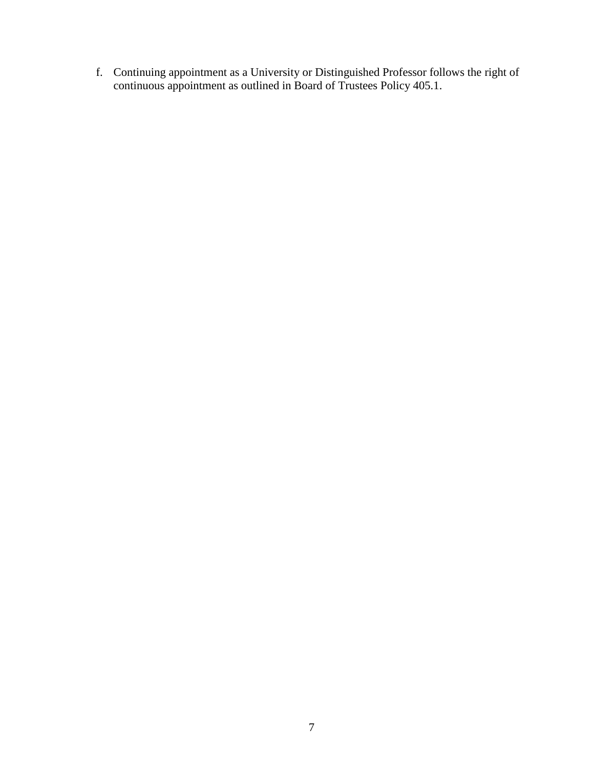f. Continuing appointment as a University or Distinguished Professor follows the right of continuous appointment as outlined in Board of Trustees Policy 405.1.